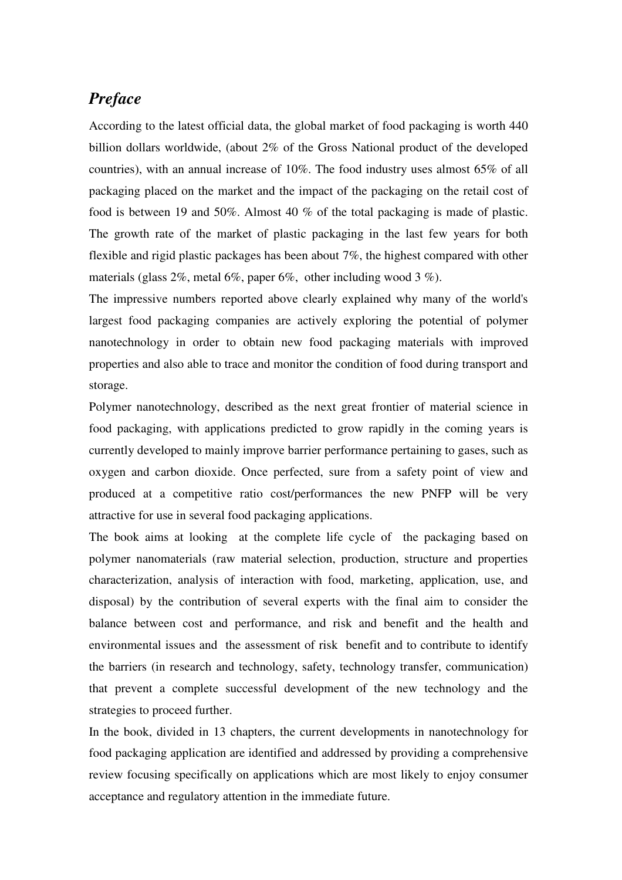## *Preface*

According to the latest official data, the global market of food packaging is worth 440 billion dollars worldwide, (about 2% of the Gross National product of the developed countries), with an annual increase of 10%. The food industry uses almost 65% of all packaging placed on the market and the impact of the packaging on the retail cost of food is between 19 and 50%. Almost 40 % of the total packaging is made of plastic. The growth rate of the market of plastic packaging in the last few years for both flexible and rigid plastic packages has been about 7%, the highest compared with other materials (glass 2%, metal 6%, paper 6%, other including wood 3 %).

The impressive numbers reported above clearly explained why many of the world's largest food packaging companies are actively exploring the potential of polymer nanotechnology in order to obtain new food packaging materials with improved properties and also able to trace and monitor the condition of food during transport and storage.

Polymer nanotechnology, described as the next great frontier of material science in food packaging, with applications predicted to grow rapidly in the coming years is currently developed to mainly improve barrier performance pertaining to gases, such as oxygen and carbon dioxide. Once perfected, sure from a safety point of view and produced at a competitive ratio cost/performances the new PNFP will be very attractive for use in several food packaging applications.

The book aims at looking at the complete life cycle of the packaging based on polymer nanomaterials (raw material selection, production, structure and properties characterization, analysis of interaction with food, marketing, application, use, and disposal) by the contribution of several experts with the final aim to consider the balance between cost and performance, and risk and benefit and the health and environmental issues and the assessment of risk benefit and to contribute to identify the barriers (in research and technology, safety, technology transfer, communication) that prevent a complete successful development of the new technology and the strategies to proceed further.

In the book, divided in 13 chapters, the current developments in nanotechnology for food packaging application are identified and addressed by providing a comprehensive review focusing specifically on applications which are most likely to enjoy consumer acceptance and regulatory attention in the immediate future.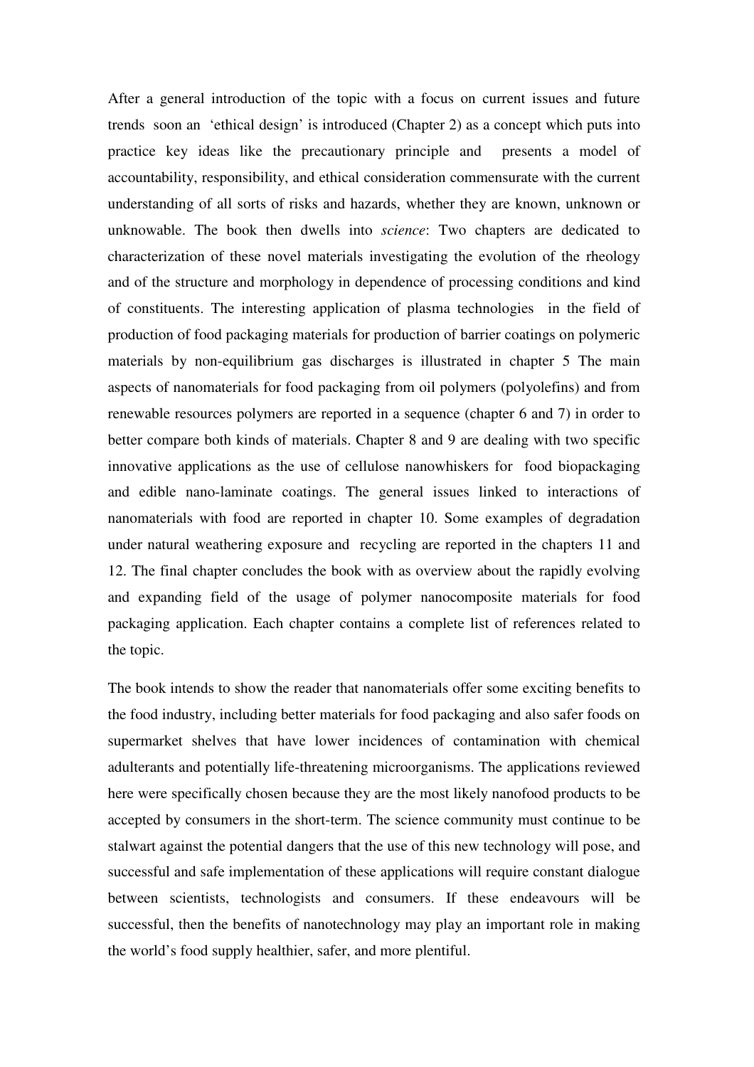After a general introduction of the topic with a focus on current issues and future trends soon an 'ethical design' is introduced (Chapter 2) as a concept which puts into practice key ideas like the precautionary principle and presents a model of accountability, responsibility, and ethical consideration commensurate with the current understanding of all sorts of risks and hazards, whether they are known, unknown or unknowable. The book then dwells into *science*: Two chapters are dedicated to characterization of these novel materials investigating the evolution of the rheology and of the structure and morphology in dependence of processing conditions and kind of constituents. The interesting application of plasma technologies in the field of production of food packaging materials for production of barrier coatings on polymeric materials by non-equilibrium gas discharges is illustrated in chapter 5 The main aspects of nanomaterials for food packaging from oil polymers (polyolefins) and from renewable resources polymers are reported in a sequence (chapter 6 and 7) in order to better compare both kinds of materials. Chapter 8 and 9 are dealing with two specific innovative applications as the use of cellulose nanowhiskers for food biopackaging and edible nano-laminate coatings. The general issues linked to interactions of nanomaterials with food are reported in chapter 10. Some examples of degradation under natural weathering exposure and recycling are reported in the chapters 11 and 12. The final chapter concludes the book with as overview about the rapidly evolving and expanding field of the usage of polymer nanocomposite materials for food packaging application. Each chapter contains a complete list of references related to the topic.

The book intends to show the reader that nanomaterials offer some exciting benefits to the food industry, including better materials for food packaging and also safer foods on supermarket shelves that have lower incidences of contamination with chemical adulterants and potentially life-threatening microorganisms. The applications reviewed here were specifically chosen because they are the most likely nanofood products to be accepted by consumers in the short-term. The science community must continue to be stalwart against the potential dangers that the use of this new technology will pose, and successful and safe implementation of these applications will require constant dialogue between scientists, technologists and consumers. If these endeavours will be successful, then the benefits of nanotechnology may play an important role in making the world's food supply healthier, safer, and more plentiful.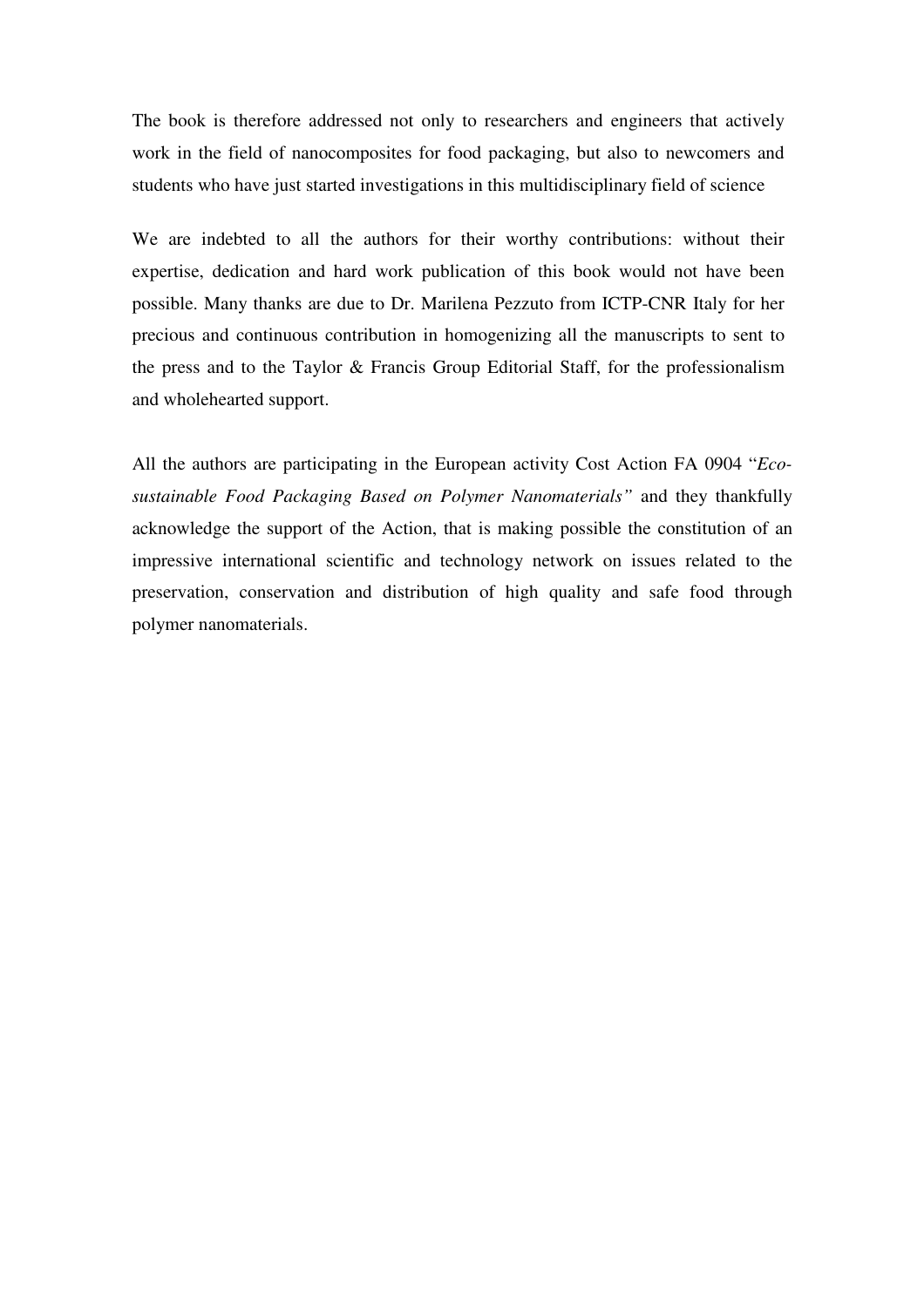The book is therefore addressed not only to researchers and engineers that actively work in the field of nanocomposites for food packaging, but also to newcomers and students who have just started investigations in this multidisciplinary field of science

We are indebted to all the authors for their worthy contributions: without their expertise, dedication and hard work publication of this book would not have been possible. Many thanks are due to Dr. Marilena Pezzuto from ICTP-CNR Italy for her precious and continuous contribution in homogenizing all the manuscripts to sent to the press and to the Taylor & Francis Group Editorial Staff, for the professionalism and wholehearted support.

All the authors are participating in the European activity Cost Action FA 0904 "*Eco-sustainable Food Packaging Based on Polymer Nanomaterials"* and they thankfully acknowledge the support of the Action, that is making possible the constitution of an impressive international scientific and technology network on issues related to the preservation, conservation and distribution of high quality and safe food through polymer nanomaterials.